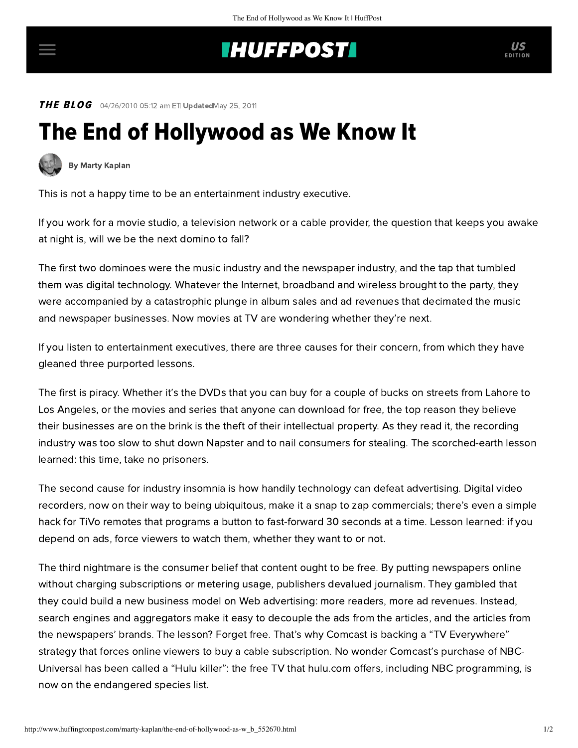THE BLOG 04/26/2010 05:12 am ET | Updated May 25, 2011

# The End of Hollywood as We Know It

By Marty Kaplan

This is not a happy time to be an entertainment industry executive.

If you work for a movie studio, a television network or a cable provider, the question that keeps you awake at night is, will we be the next domino to fall?

The first two dominoes were the music industry and the newspaper industry, and the tap that tumbled them was digital technology. Whatever the Internet, broadband and wireless brought to the party, they were accompanied by a catastrophic plunge in album sales and ad revenues that decimated the music and newspaper businesses. Now movies at TV are wondering whether they're next.

If you listen to entertainment executives, there are three causes for their concern, from which they have gleaned three purported lessons.

The first is piracy. Whether it's the DVDs that you can buy for a couple of bucks on streets from Lahore to Los Angeles, or the movies and series that anyone can download for free, the top reason they believe their businesses are on the brink is the theft of their intellectual property. As they read it, the recording industry was too slow to shut down Napster and to nail consumers for stealing. The scorched-earth lesson learned: this time, take no prisoners.

The second cause for industry insomnia is how handily technology can defeat advertising. Digital video recorders, now on their way to being ubiquitous, make it a snap to zap commercials; there's even a simple hack for TiVo remotes that programs a button to fast-forward 30 seconds at a time. Lesson learned: if you depend on ads, force viewers to watch them, whether they want to or not.

The third nightmare is the consumer belief that content ought to be free. By putting newspapers online without charging subscriptions or metering usage, publishers devalued journalism. They gambled that they could build a new business model on Web advertising: more readers, more ad revenues. Instead, search engines and aggregators make it easy to decouple the ads from the articles, and the articles from the newspapers' brands. The lesson? Forget free. That's why Comcast is backing a "TV Everywhere" strategy that forces online viewers to buy a cable subscription. No wonder Comcast's purchase of NBC-Universal has been called a "Hulu killer": the free TV that hulu.com offers, including NBC programming, is now on the endangered species list.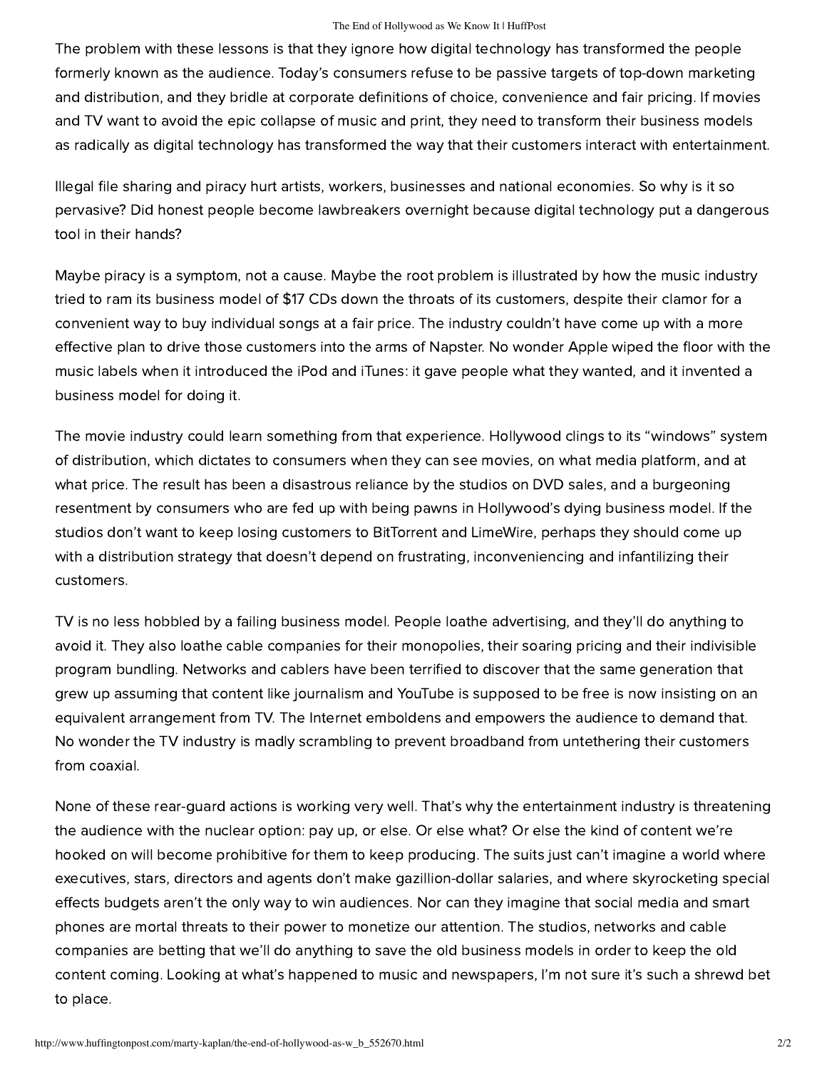The problem with these lessons is that they ignore how digital technology has transformed the people formerly known as the audience. Today's consumers refuse to be passive targets of top-down marketing and distribution, and they bridle at corporate definitions of choice, convenience and fair pricing. If movies and TV want to avoid the epic collapse of music and print, they need to transform their business models as radically as digital technology has transformed the way that their customers interact with entertainment.

Illegal file sharing and piracy hurt artists, workers, businesses and national economies. So why is it so pervasive? Did honest people become lawbreakers overnight because digital technology put a dangerous tool in their hands?

Maybe piracy is a symptom, not a cause. Maybe the root problem is illustrated by how the music industry tried to ram its business model of $17 CDs down the throats of its customers, despite their clamor for a convenient way to buy individual songs at a fair price. The industry couldn't have come up with a more effective plan to drive those customers into the arms of Napster. No wonder Apple wiped the floor with the music labels when it introduced the iPod and iTunes: it gave people what they wanted, and it invented a business model for doing it.

The movie industry could learn something from that experience. Hollywood clings to its "windows" system of distribution, which dictates to consumers when they can see movies, on what media platform, and at what price. The result has been a disastrous reliance by the studios on DVD sales, and a burgeoning resentment by consumers who are fed up with being pawns in Hollywood's dying business model. If the studios don't want to keep losing customers to BitTorrent and LimeWire, perhaps they should come up with a distribution strategy that doesn't depend on frustrating, inconveniencing and infantilizing their customers.

TV is no less hobbled by a failing business model. People loathe advertising, and they'll do anything to avoid it. They also loathe cable companies for their monopolies, their soaring pricing and their indivisible program bundling. Networks and cablers have been terrified to discover that the same generation that grew up assuming that content like journalism and YouTube is supposed to be free is now insisting on an equivalent arrangement from TV. The Internet emboldens and empowers the audience to demand that. No wonder the TV industry is madly scrambling to prevent broadband from untethering their customers from coaxial.

None of these rear-guard actions is working very well. That's why the entertainment industry is threatening the audience with the nuclear option: pay up, or else. Or else what? Or else the kind of content we're hooked on will become prohibitive for them to keep producing. The suits just can't imagine a world where executives, stars, directors and agents don't make gazillion-dollar salaries, and where skyrocketing special effects budgets aren't the only way to win audiences. Nor can they imagine that social media and smart phones are mortal threats to their power to monetize our attention. The studios, networks and cable companies are betting that we'll do anything to save the old business models in order to keep the old content coming. Looking at what's happened to music and newspapers, I'm not sure it's such a shrewd bet to place.